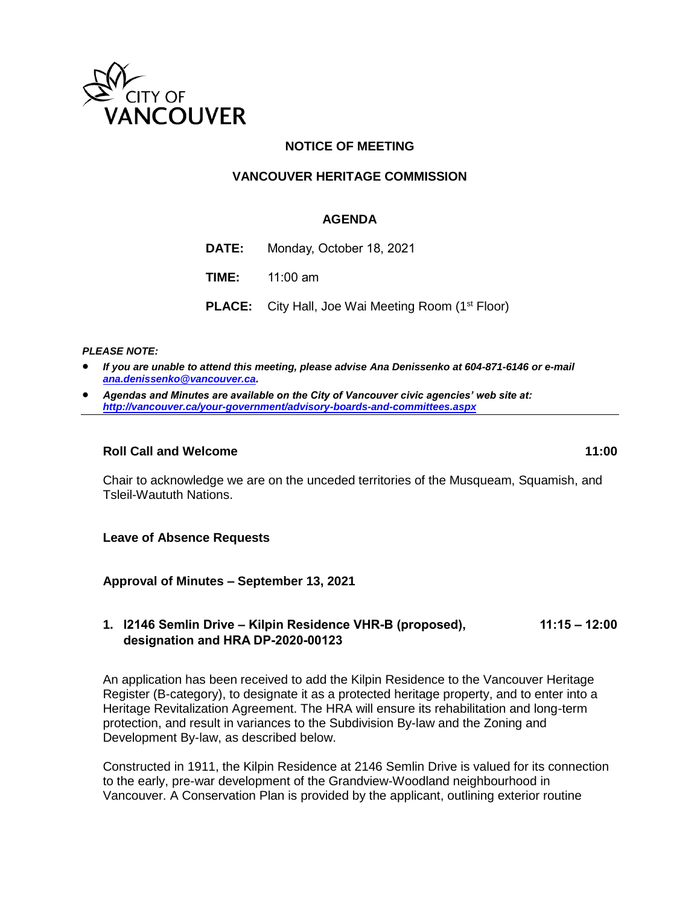CITY OF VANCOUVER

# NOTICE OF MEETING

## VANCOUVER HERITAGE COMMISSION

### AGENDA

**DATE:** Monday, October 18, 2021

**TIME:** 11:00 am

**PLACE:** City Hall, Joe Wai Meeting Room (1st Floor)

***PLEASE NOTE:***

- ***If you are unable to attend this meeting, please advise Ana Denissenko at 604-871-6146 or e-mail ana.denissenko@vancouver.ca.***
- ***Agendas and Minutes are available on the City of Vancouver civic agencies' web site at: http://vancouver.ca/your-government/advisory-boards-and-committees.aspx***

---

**Roll Call and Welcome** **11:00**

Chair to acknowledge we are on the unceded territories of the Musqueam, Squamish, and Tsleil-Waututh Nations.

**Leave of Absence Requests**

**Approval of Minutes – September 13, 2021**

**1. I2146 Semlin Drive – Kilpin Residence VHR-B (proposed), designation and HRA DP-2020-00123** **11:15 – 12:00**

An application has been received to add the Kilpin Residence to the Vancouver Heritage Register (B-category), to designate it as a protected heritage property, and to enter into a Heritage Revitalization Agreement. The HRA will ensure its rehabilitation and long-term protection, and result in variances to the Subdivision By-law and the Zoning and Development By-law, as described below.

Constructed in 1911, the Kilpin Residence at 2146 Semlin Drive is valued for its connection to the early, pre-war development of the Grandview-Woodland neighbourhood in Vancouver. A Conservation Plan is provided by the applicant, outlining exterior routine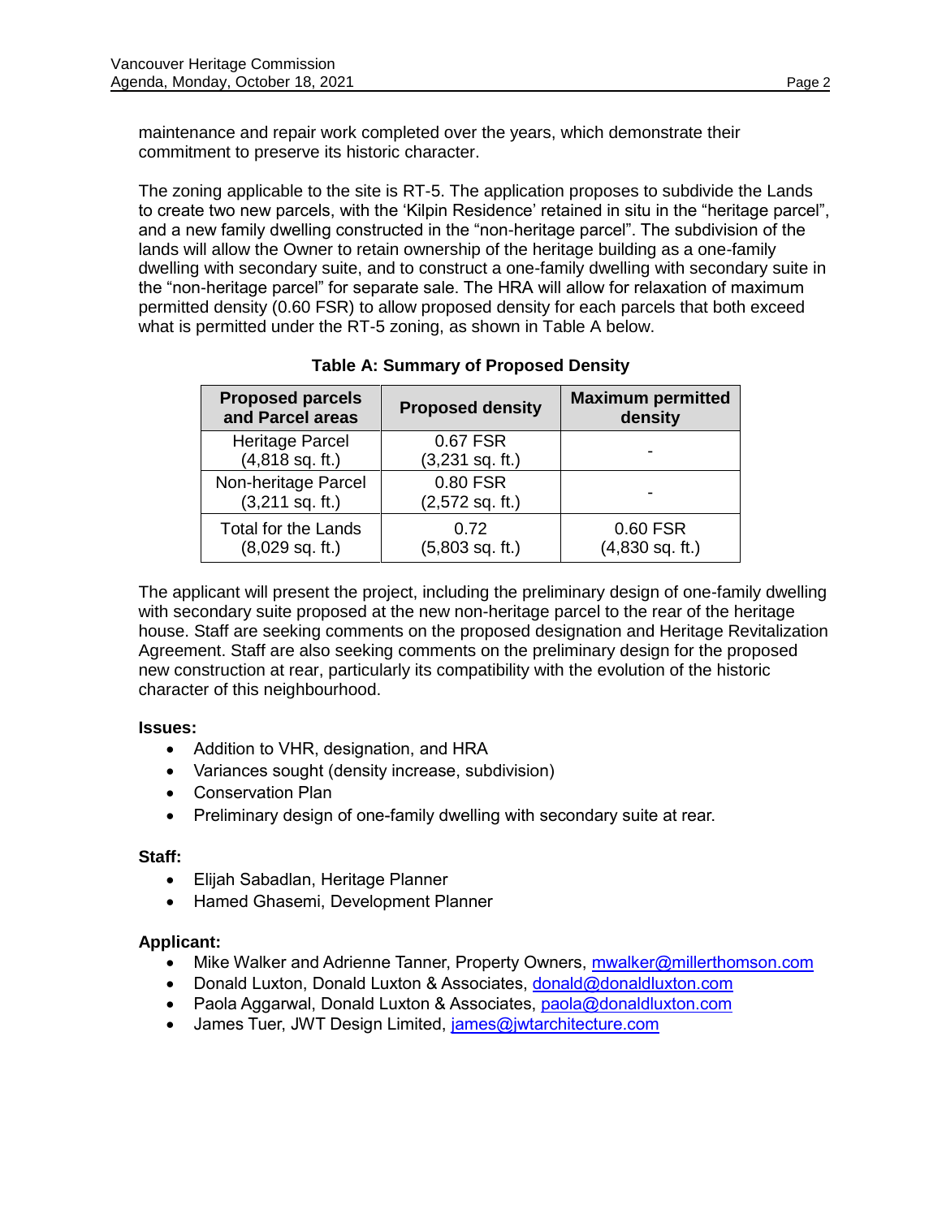maintenance and repair work completed over the years, which demonstrate their commitment to preserve its historic character.

The zoning applicable to the site is RT-5. The application proposes to subdivide the Lands to create two new parcels, with the 'Kilpin Residence' retained in situ in the "heritage parcel", and a new family dwelling constructed in the "non-heritage parcel". The subdivision of the lands will allow the Owner to retain ownership of the heritage building as a one-family dwelling with secondary suite, and to construct a one-family dwelling with secondary suite in the "non-heritage parcel" for separate sale. The HRA will allow for relaxation of maximum permitted density (0.60 FSR) to allow proposed density for each parcels that both exceed what is permitted under the RT-5 zoning, as shown in Table A below.

**Table A: Summary of Proposed Density**

| Proposed parcels and Parcel areas | Proposed density | Maximum permitted density |
|---|---|---|
| Heritage Parcel (4,818 sq. ft.) | 0.67 FSR (3,231 sq. ft.) | - |
| Non-heritage Parcel (3,211 sq. ft.) | 0.80 FSR (2,572 sq. ft.) | - |
| Total for the Lands (8,029 sq. ft.) | 0.72 (5,803 sq. ft.) | 0.60 FSR (4,830 sq. ft.) |

The applicant will present the project, including the preliminary design of one-family dwelling with secondary suite proposed at the new non-heritage parcel to the rear of the heritage house. Staff are seeking comments on the proposed designation and Heritage Revitalization Agreement. Staff are also seeking comments on the preliminary design for the proposed new construction at rear, particularly its compatibility with the evolution of the historic character of this neighbourhood.

**Issues:**

- Addition to VHR, designation, and HRA
- Variances sought (density increase, subdivision)
- Conservation Plan
- Preliminary design of one-family dwelling with secondary suite at rear.

**Staff:**

- Elijah Sabadlan, Heritage Planner
- Hamed Ghasemi, Development Planner

**Applicant:**

- Mike Walker and Adrienne Tanner, Property Owners, mwalker@millerthomson.com
- Donald Luxton, Donald Luxton & Associates, donald@donaldluxton.com
- Paola Aggarwal, Donald Luxton & Associates, paola@donaldluxton.com
- James Tuer, JWT Design Limited, james@jwtarchitecture.com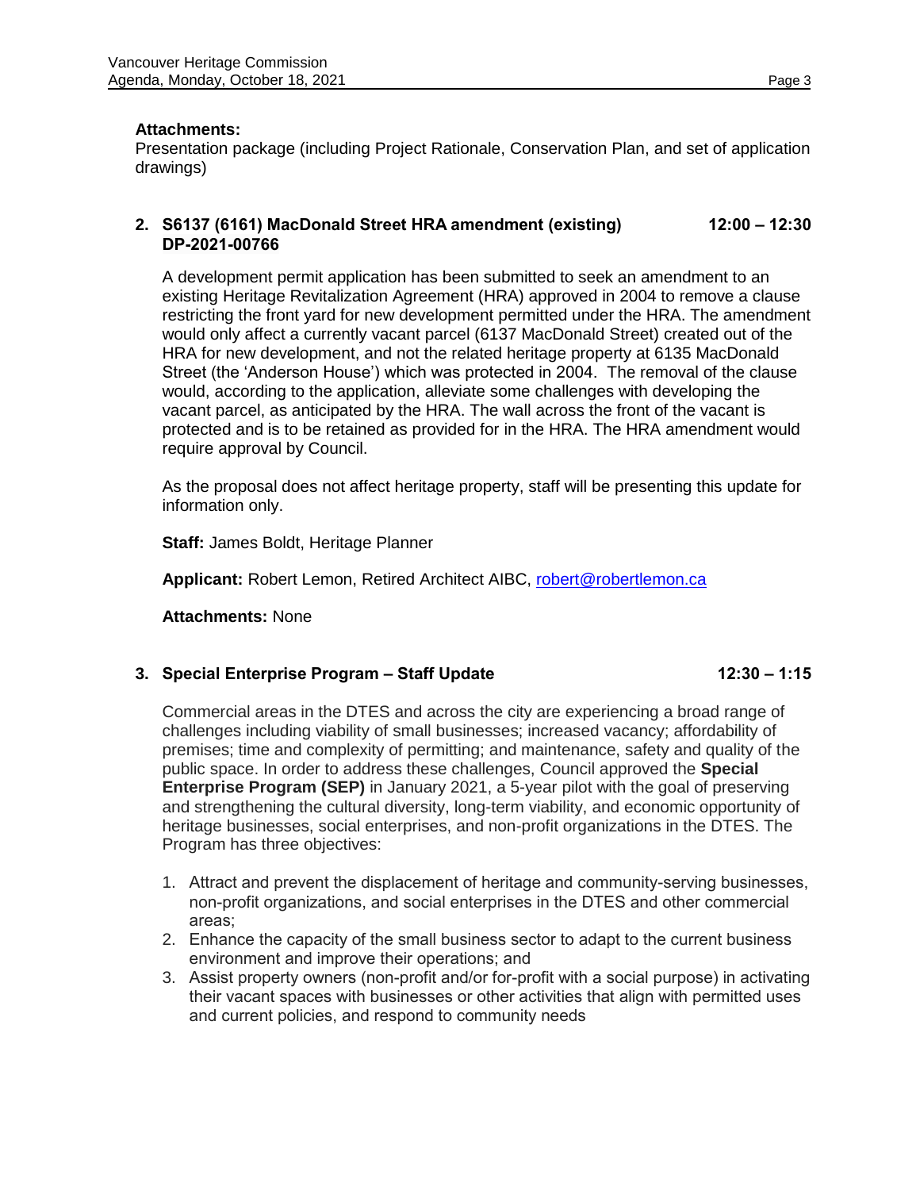**Attachments:**
Presentation package (including Project Rationale, Conservation Plan, and set of application drawings)

**2. S6137 (6161) MacDonald Street HRA amendment (existing) DP-2021-00766** **12:00 – 12:30**

A development permit application has been submitted to seek an amendment to an existing Heritage Revitalization Agreement (HRA) approved in 2004 to remove a clause restricting the front yard for new development permitted under the HRA. The amendment would only affect a currently vacant parcel (6137 MacDonald Street) created out of the HRA for new development, and not the related heritage property at 6135 MacDonald Street (the 'Anderson House') which was protected in 2004. The removal of the clause would, according to the application, alleviate some challenges with developing the vacant parcel, as anticipated by the HRA. The wall across the front of the vacant is protected and is to be retained as provided for in the HRA. The HRA amendment would require approval by Council.

As the proposal does not affect heritage property, staff will be presenting this update for information only.

**Staff:** James Boldt, Heritage Planner

**Applicant:** Robert Lemon, Retired Architect AIBC, robert@robertlemon.ca

**Attachments:** None

**3. Special Enterprise Program – Staff Update** **12:30 – 1:15**

Commercial areas in the DTES and across the city are experiencing a broad range of challenges including viability of small businesses; increased vacancy; affordability of premises; time and complexity of permitting; and maintenance, safety and quality of the public space. In order to address these challenges, Council approved the **Special Enterprise Program (SEP)** in January 2021, a 5-year pilot with the goal of preserving and strengthening the cultural diversity, long-term viability, and economic opportunity of heritage businesses, social enterprises, and non-profit organizations in the DTES. The Program has three objectives:

1. Attract and prevent the displacement of heritage and community-serving businesses, non-profit organizations, and social enterprises in the DTES and other commercial areas;
2. Enhance the capacity of the small business sector to adapt to the current business environment and improve their operations; and
3. Assist property owners (non-profit and/or for-profit with a social purpose) in activating their vacant spaces with businesses or other activities that align with permitted uses and current policies, and respond to community needs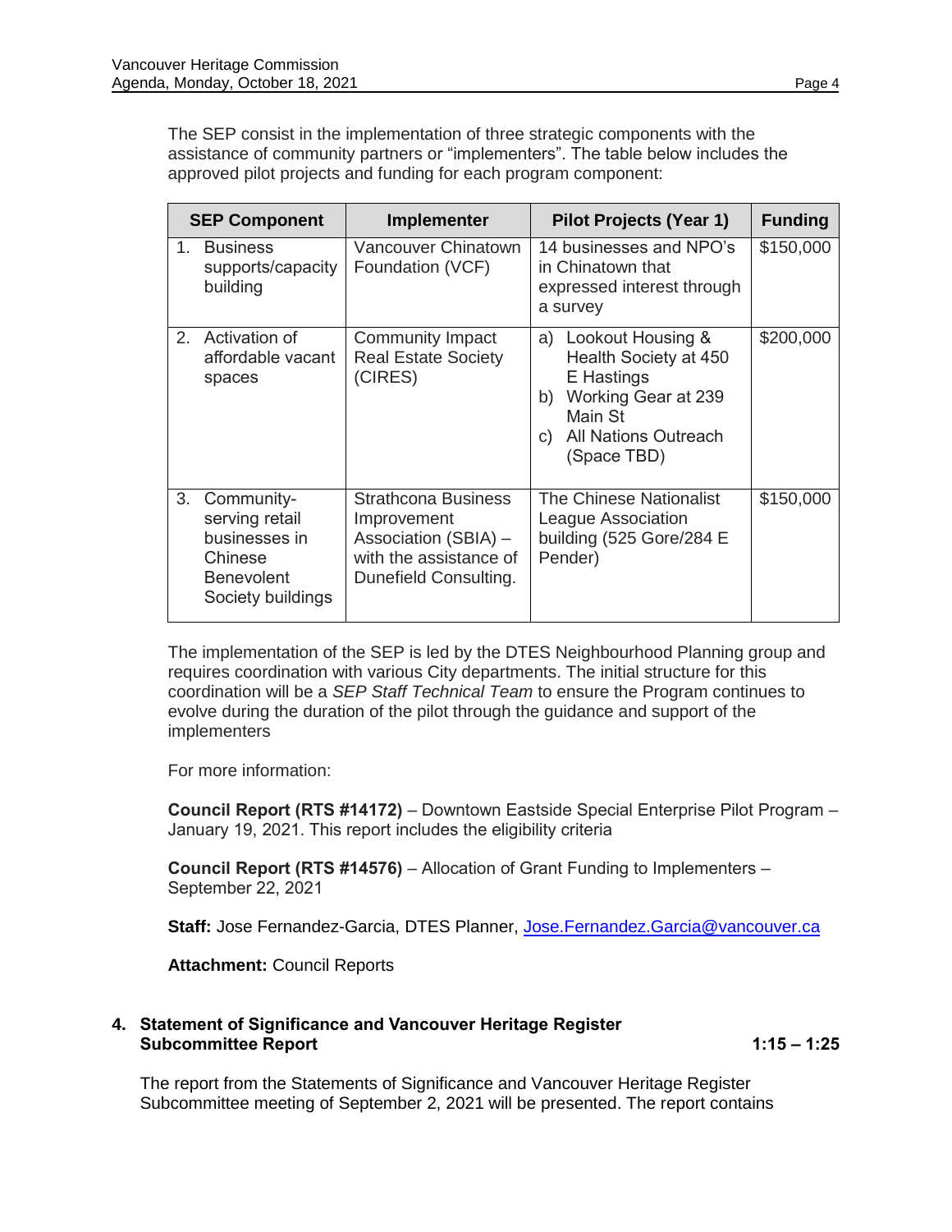The SEP consist in the implementation of three strategic components with the assistance of community partners or "implementers". The table below includes the approved pilot projects and funding for each program component:

| SEP Component | Implementer | Pilot Projects (Year 1) | Funding |
|---|---|---|---|
| 1. Business supports/capacity building | Vancouver Chinatown Foundation (VCF) | 14 businesses and NPO's in Chinatown that expressed interest through a survey | \$150,000 |
| 2. Activation of affordable vacant spaces | Community Impact Real Estate Society (CIRES) | a) Lookout Housing & Health Society at 450 E Hastings<br>b) Working Gear at 239 Main St<br>c) All Nations Outreach (Space TBD) | \$200,000 |
| 3. Community-serving retail businesses in Chinese Benevolent Society buildings | Strathcona Business Improvement Association (SBIA) – with the assistance of Dunefield Consulting. | The Chinese Nationalist League Association building (525 Gore/284 E Pender) | \$150,000 |

The implementation of the SEP is led by the DTES Neighbourhood Planning group and requires coordination with various City departments. The initial structure for this coordination will be a *SEP Staff Technical Team* to ensure the Program continues to evolve during the duration of the pilot through the guidance and support of the implementers

For more information:

**Council Report (RTS #14172)** – Downtown Eastside Special Enterprise Pilot Program – January 19, 2021. This report includes the eligibility criteria

**Council Report (RTS #14576)** – Allocation of Grant Funding to Implementers – September 22, 2021

**Staff:** Jose Fernandez-Garcia, DTES Planner, Jose.Fernandez.Garcia@vancouver.ca

**Attachment:** Council Reports

## 4. Statement of Significance and Vancouver Heritage Register Subcommittee Report — 1:15 – 1:25

The report from the Statements of Significance and Vancouver Heritage Register Subcommittee meeting of September 2, 2021 will be presented. The report contains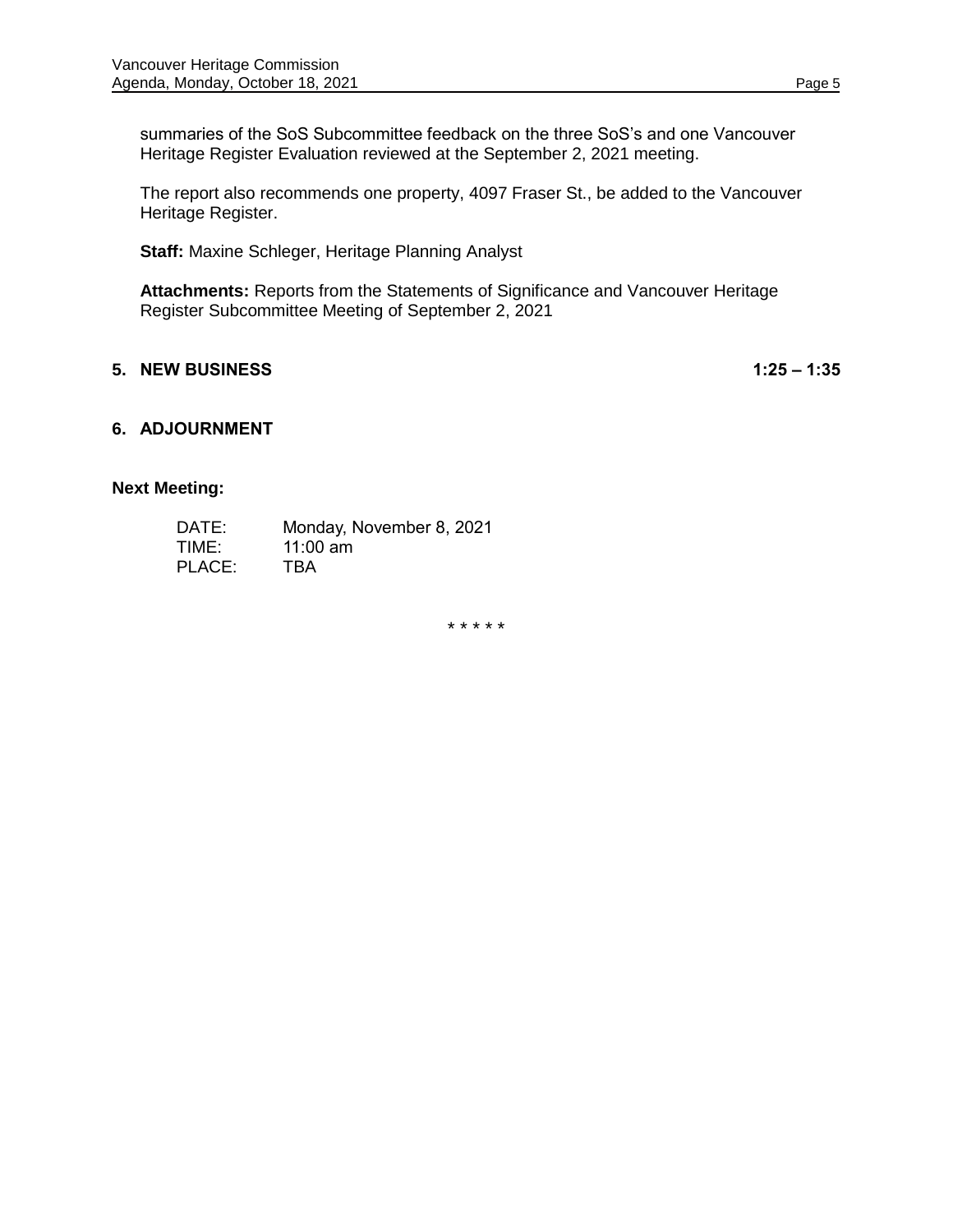summaries of the SoS Subcommittee feedback on the three SoS's and one Vancouver Heritage Register Evaluation reviewed at the September 2, 2021 meeting.

The report also recommends one property, 4097 Fraser St., be added to the Vancouver Heritage Register.

**Staff:** Maxine Schleger, Heritage Planning Analyst

**Attachments:** Reports from the Statements of Significance and Vancouver Heritage Register Subcommittee Meeting of September 2, 2021

## 5. NEW BUSINESS 1:25 – 1:35

## 6. ADJOURNMENT

**Next Meeting:**

DATE: Monday, November 8, 2021
TIME: 11:00 am
PLACE: TBA

* * * * *